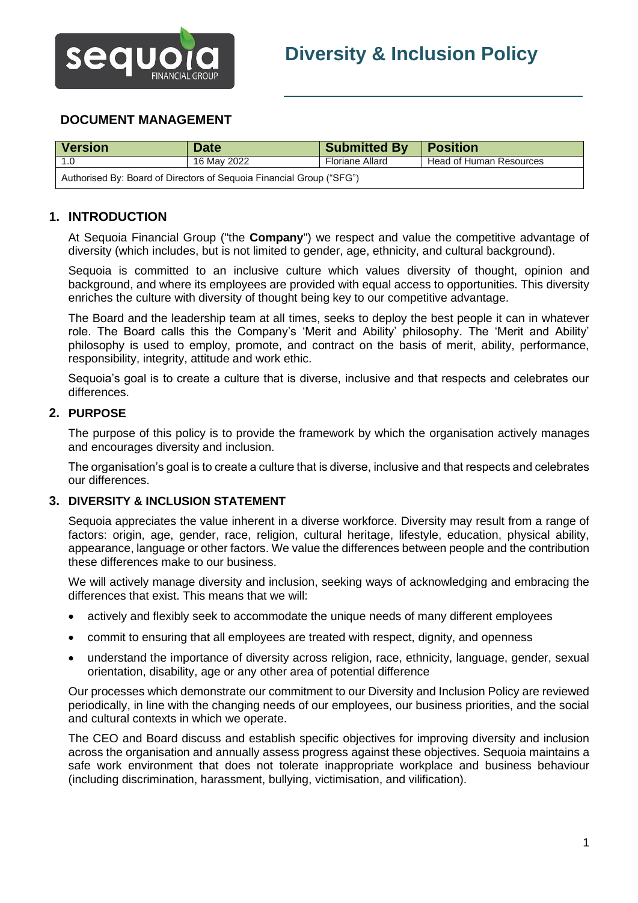# Diversity & Inclusion Policy

## DOCUMENT MANAGEMENT

| Version | Date | Submitted By | Position |
|---|---|---|---|
| 1.0 | 16 May 2022 | Floriane Allard | Head of Human Resources |
| Authorised By: Board of Directors of Sequoia Financial Group ("SFG") | | | |

## 1. INTRODUCTION

At Sequoia Financial Group ("the **Company**") we respect and value the competitive advantage of diversity (which includes, but is not limited to gender, age, ethnicity, and cultural background).

Sequoia is committed to an inclusive culture which values diversity of thought, opinion and background, and where its employees are provided with equal access to opportunities. This diversity enriches the culture with diversity of thought being key to our competitive advantage.

The Board and the leadership team at all times, seeks to deploy the best people it can in whatever role. The Board calls this the Company's 'Merit and Ability' philosophy. The 'Merit and Ability' philosophy is used to employ, promote, and contract on the basis of merit, ability, performance, responsibility, integrity, attitude and work ethic.

Sequoia's goal is to create a culture that is diverse, inclusive and that respects and celebrates our differences.

## 2. PURPOSE

The purpose of this policy is to provide the framework by which the organisation actively manages and encourages diversity and inclusion.

The organisation's goal is to create a culture that is diverse, inclusive and that respects and celebrates our differences.

## 3. DIVERSITY & INCLUSION STATEMENT

Sequoia appreciates the value inherent in a diverse workforce. Diversity may result from a range of factors: origin, age, gender, race, religion, cultural heritage, lifestyle, education, physical ability, appearance, language or other factors. We value the differences between people and the contribution these differences make to our business.

We will actively manage diversity and inclusion, seeking ways of acknowledging and embracing the differences that exist. This means that we will:

- actively and flexibly seek to accommodate the unique needs of many different employees
- commit to ensuring that all employees are treated with respect, dignity, and openness
- understand the importance of diversity across religion, race, ethnicity, language, gender, sexual orientation, disability, age or any other area of potential difference

Our processes which demonstrate our commitment to our Diversity and Inclusion Policy are reviewed periodically, in line with the changing needs of our employees, our business priorities, and the social and cultural contexts in which we operate.

The CEO and Board discuss and establish specific objectives for improving diversity and inclusion across the organisation and annually assess progress against these objectives. Sequoia maintains a safe work environment that does not tolerate inappropriate workplace and business behaviour (including discrimination, harassment, bullying, victimisation, and vilification).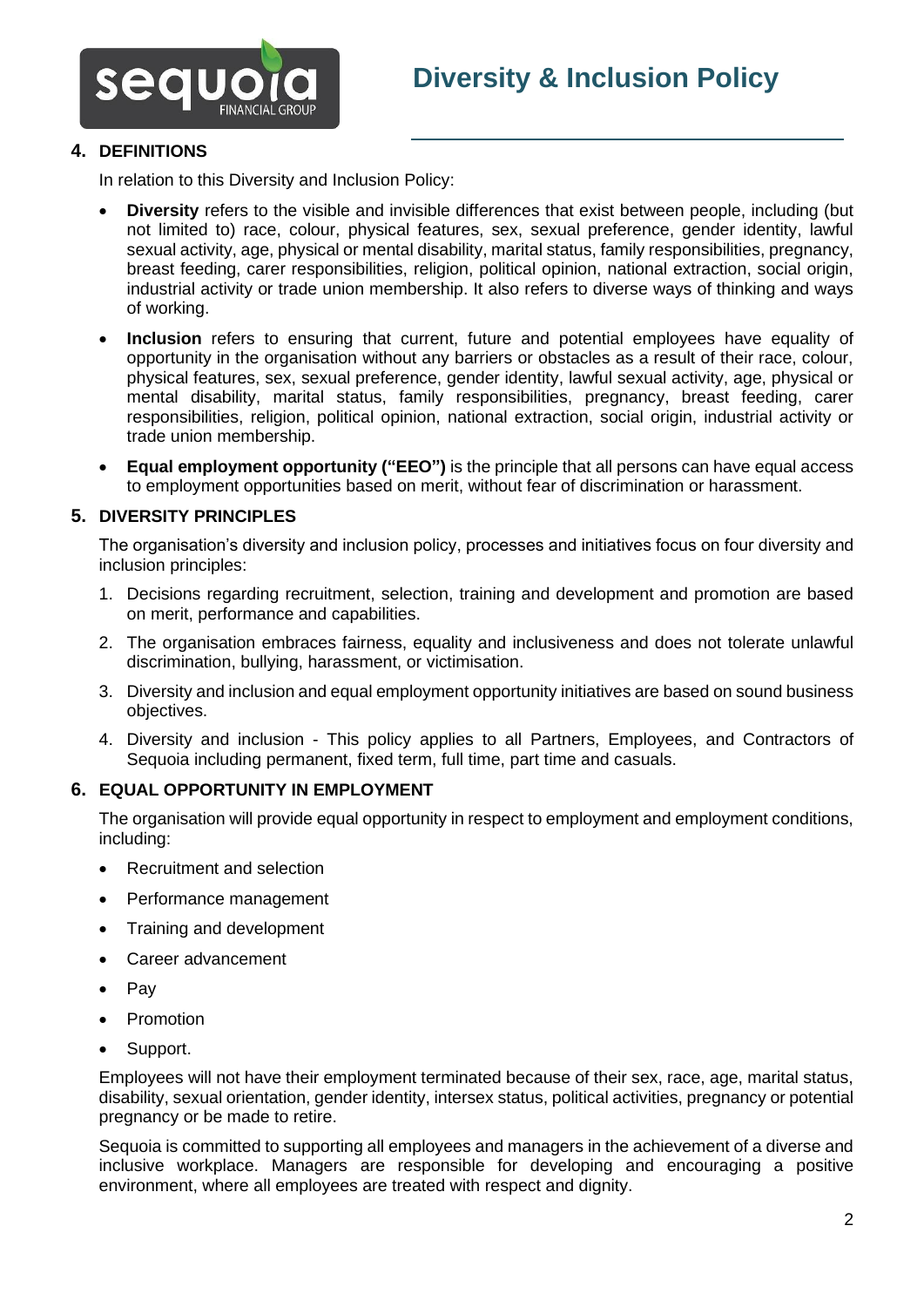## 4. DEFINITIONS

In relation to this Diversity and Inclusion Policy:

- **Diversity** refers to the visible and invisible differences that exist between people, including (but not limited to) race, colour, physical features, sex, sexual preference, gender identity, lawful sexual activity, age, physical or mental disability, marital status, family responsibilities, pregnancy, breast feeding, carer responsibilities, religion, political opinion, national extraction, social origin, industrial activity or trade union membership. It also refers to diverse ways of thinking and ways of working.
- **Inclusion** refers to ensuring that current, future and potential employees have equality of opportunity in the organisation without any barriers or obstacles as a result of their race, colour, physical features, sex, sexual preference, gender identity, lawful sexual activity, age, physical or mental disability, marital status, family responsibilities, pregnancy, breast feeding, carer responsibilities, religion, political opinion, national extraction, social origin, industrial activity or trade union membership.
- **Equal employment opportunity ("EEO")** is the principle that all persons can have equal access to employment opportunities based on merit, without fear of discrimination or harassment.

## 5. DIVERSITY PRINCIPLES

The organisation's diversity and inclusion policy, processes and initiatives focus on four diversity and inclusion principles:

1. Decisions regarding recruitment, selection, training and development and promotion are based on merit, performance and capabilities.
2. The organisation embraces fairness, equality and inclusiveness and does not tolerate unlawful discrimination, bullying, harassment, or victimisation.
3. Diversity and inclusion and equal employment opportunity initiatives are based on sound business objectives.
4. Diversity and inclusion - This policy applies to all Partners, Employees, and Contractors of Sequoia including permanent, fixed term, full time, part time and casuals.

## 6. EQUAL OPPORTUNITY IN EMPLOYMENT

The organisation will provide equal opportunity in respect to employment and employment conditions, including:

- Recruitment and selection
- Performance management
- Training and development
- Career advancement
- Pay
- Promotion
- Support.

Employees will not have their employment terminated because of their sex, race, age, marital status, disability, sexual orientation, gender identity, intersex status, political activities, pregnancy or potential pregnancy or be made to retire.

Sequoia is committed to supporting all employees and managers in the achievement of a diverse and inclusive workplace. Managers are responsible for developing and encouraging a positive environment, where all employees are treated with respect and dignity.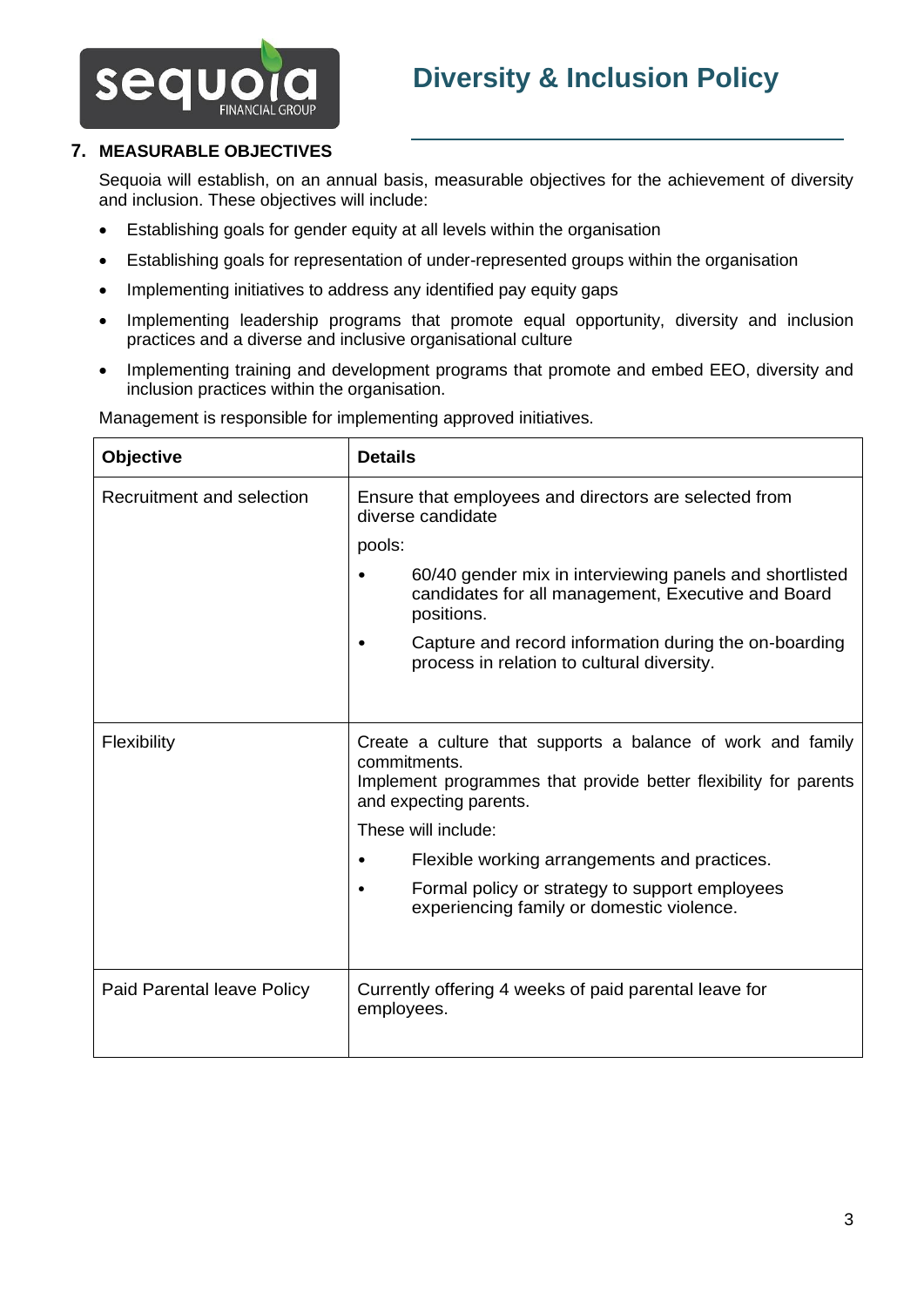## 7. MEASURABLE OBJECTIVES

Sequoia will establish, on an annual basis, measurable objectives for the achievement of diversity and inclusion. These objectives will include:

- Establishing goals for gender equity at all levels within the organisation
- Establishing goals for representation of under-represented groups within the organisation
- Implementing initiatives to address any identified pay equity gaps
- Implementing leadership programs that promote equal opportunity, diversity and inclusion practices and a diverse and inclusive organisational culture
- Implementing training and development programs that promote and embed EEO, diversity and inclusion practices within the organisation.

Management is responsible for implementing approved initiatives.

| Objective | Details |
|---|---|
| Recruitment and selection | Ensure that employees and directors are selected from diverse candidate pools:<br>• 60/40 gender mix in interviewing panels and shortlisted candidates for all management, Executive and Board positions.<br>• Capture and record information during the on-boarding process in relation to cultural diversity. |
| Flexibility | Create a culture that supports a balance of work and family commitments.<br>Implement programmes that provide better flexibility for parents and expecting parents.<br>These will include:<br>• Flexible working arrangements and practices.<br>• Formal policy or strategy to support employees experiencing family or domestic violence. |
| Paid Parental leave Policy | Currently offering 4 weeks of paid parental leave for employees. |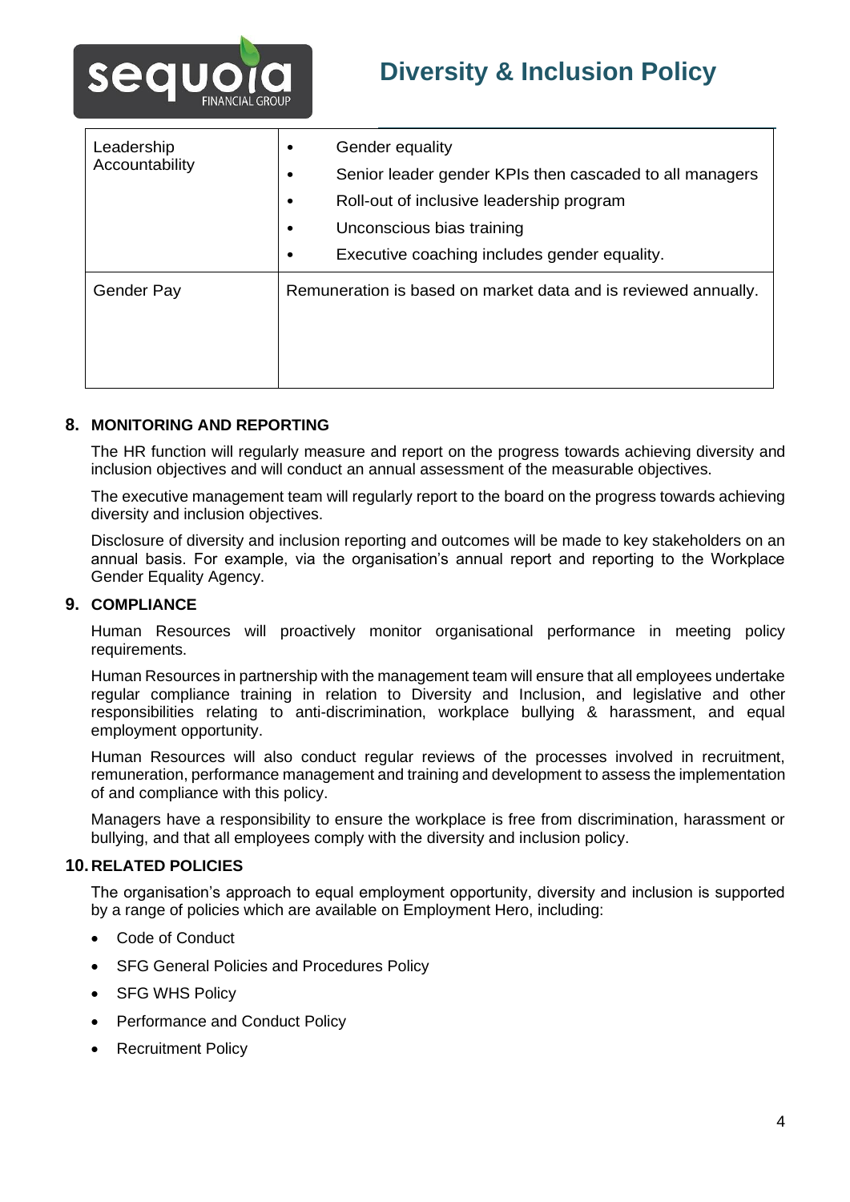| | |
|---|---|
| Leadership Accountability | • Gender equality<br>• Senior leader gender KPIs then cascaded to all managers<br>• Roll-out of inclusive leadership program<br>• Unconscious bias training<br>• Executive coaching includes gender equality. |
| Gender Pay | Remuneration is based on market data and is reviewed annually. |

## 8. MONITORING AND REPORTING

The HR function will regularly measure and report on the progress towards achieving diversity and inclusion objectives and will conduct an annual assessment of the measurable objectives.

The executive management team will regularly report to the board on the progress towards achieving diversity and inclusion objectives.

Disclosure of diversity and inclusion reporting and outcomes will be made to key stakeholders on an annual basis. For example, via the organisation's annual report and reporting to the Workplace Gender Equality Agency.

## 9. COMPLIANCE

Human Resources will proactively monitor organisational performance in meeting policy requirements.

Human Resources in partnership with the management team will ensure that all employees undertake regular compliance training in relation to Diversity and Inclusion, and legislative and other responsibilities relating to anti-discrimination, workplace bullying & harassment, and equal employment opportunity.

Human Resources will also conduct regular reviews of the processes involved in recruitment, remuneration, performance management and training and development to assess the implementation of and compliance with this policy.

Managers have a responsibility to ensure the workplace is free from discrimination, harassment or bullying, and that all employees comply with the diversity and inclusion policy.

## 10. RELATED POLICIES

The organisation's approach to equal employment opportunity, diversity and inclusion is supported by a range of policies which are available on Employment Hero, including:

- Code of Conduct
- SFG General Policies and Procedures Policy
- SFG WHS Policy
- Performance and Conduct Policy
- Recruitment Policy